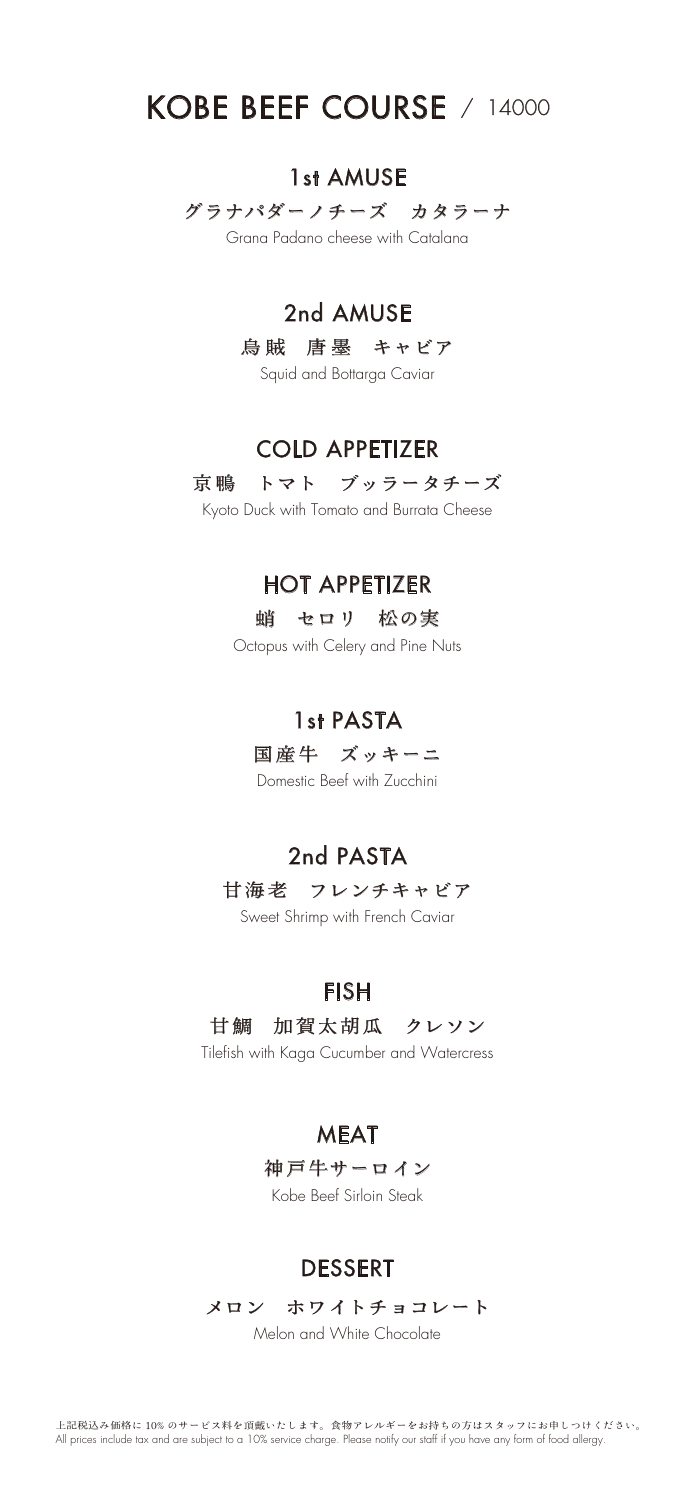# KOBE BEEF COURSE / 14000

## 1st AMUSE

グラナパダーノチーズ　カタラーナ

Grana Padano cheese with Catalana

## 2nd AMUSE

烏賊　唐墨　キャビア

Squid and Bottarga Caviar

## COLD APPETIZER

京鴨　トマト　ブッラータチーズ

Kyoto Duck with Tomato and Burrata Cheese

## HOT APPETIZER

蛸　セロリ　松の実

Octopus with Celery and Pine Nuts

## 1st PASTA

国産牛　ズッキーニ

Domestic Beef with Zucchini

## 2nd PASTA

甘海老　フレンチキャビア

Sweet Shrimp with French Caviar

## FISH

甘鯛　加賀太胡瓜　クレソン

Tilefish with Kaga Cucumber and Watercress

## MEAT

神戸牛サーロイン

Kobe Beef Sirloin Steak

## DESSERT

メロン　ホワイトチョコレート

Melon and White Chocolate

上記税込み価格に 10% のサービス料を頂戴いたします。食物アレルギーをお持ちの方はスタッフにお申しつけください。
All prices include tax and are subject to a 10% service charge. Please notify our staff if you have any form of food allergy.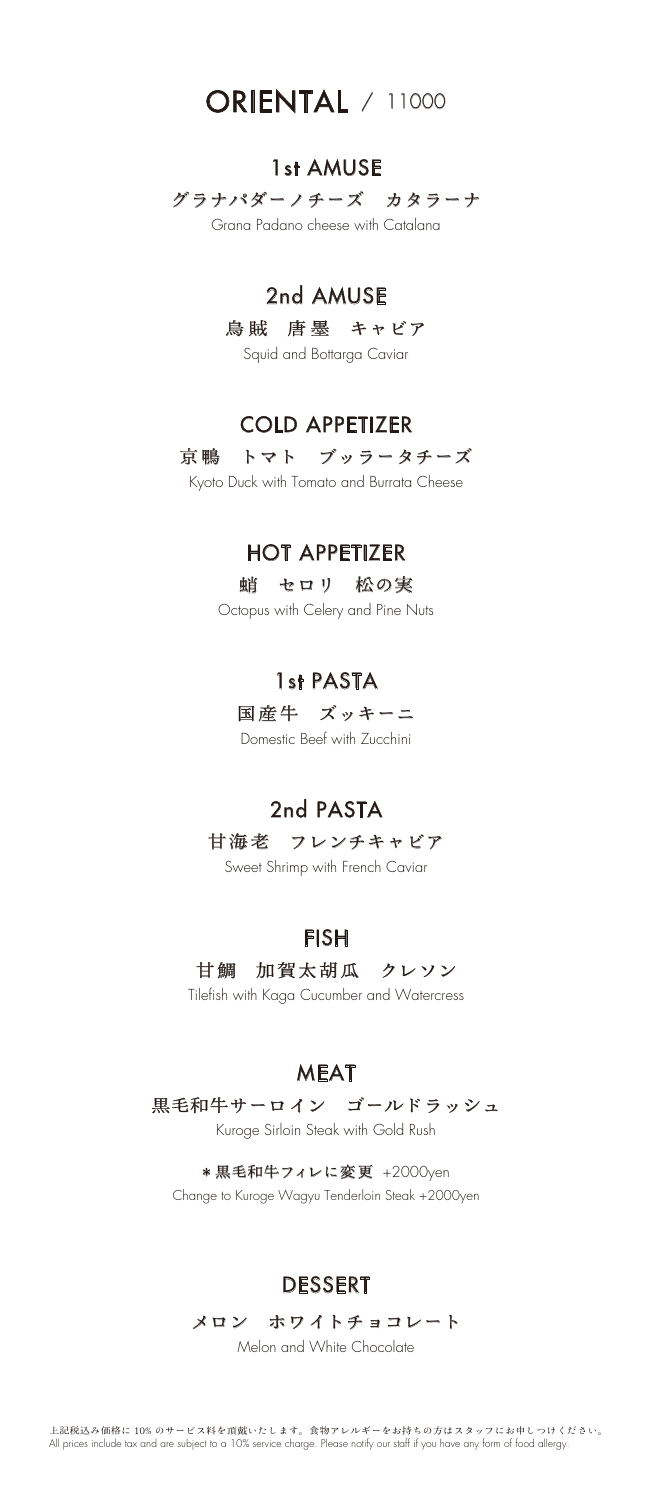# ORIENTAL / 11000

## 1st AMUSE

グラナパダーノチーズ　カタラーナ

Grana Padano cheese with Catalana

## 2nd AMUSE

烏賊　唐墨　キャビア

Squid and Bottarga Caviar

## COLD APPETIZER

京鴨　トマト　ブッラータチーズ

Kyoto Duck with Tomato and Burrata Cheese

## HOT APPETIZER

蛸　セロリ　松の実

Octopus with Celery and Pine Nuts

## 1st PASTA

国産牛　ズッキーニ

Domestic Beef with Zucchini

## 2nd PASTA

甘海老　フレンチキャビア

Sweet Shrimp with French Caviar

## FISH

甘鯛　加賀太胡瓜　クレソン

Tilefish with Kaga Cucumber and Watercress

## MEAT

黒毛和牛サーロイン　ゴールドラッシュ

Kuroge Sirloin Steak with Gold Rush

**＊黒毛和牛フィレに変更** +2000yen

Change to Kuroge Wagyu Tenderloin Steak +2000yen

## DESSERT

メロン　ホワイトチョコレート

Melon and White Chocolate

上記税込み価格に 10% のサービス料を頂戴いたします。食物アレルギーをお持ちの方はスタッフにお申しつけください。
All prices include tax and are subject to a 10% service charge. Please notify our staff if you have any form of food allergy.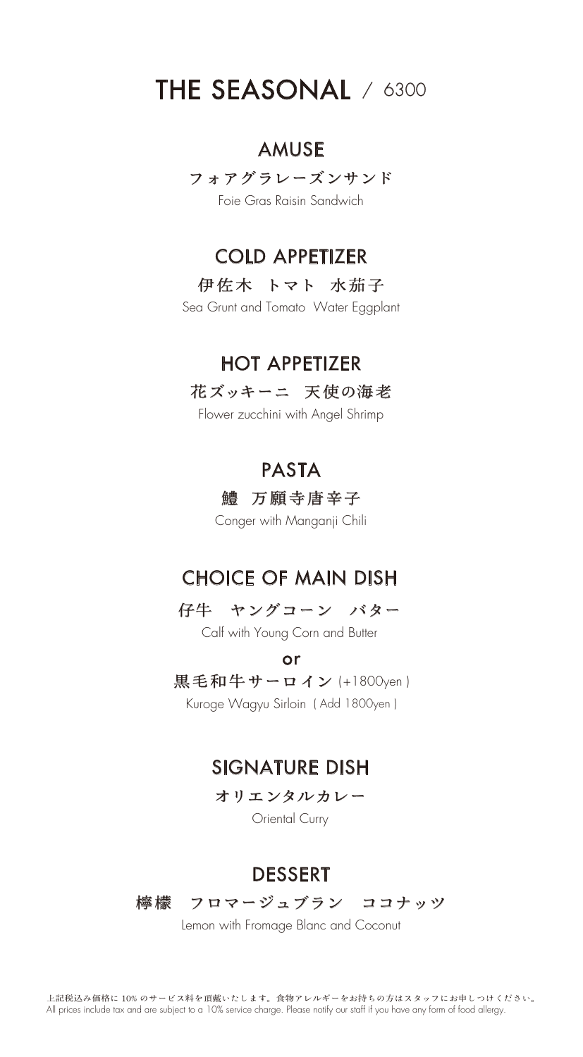# THE SEASONAL / 6300

## AMUSE

フォアグラレーズンサンド

Foie Gras Raisin Sandwich

## COLD APPETIZER

伊佐木　トマト　水茄子

Sea Grunt and Tomato  Water Eggplant

## HOT APPETIZER

花ズッキーニ　天使の海老

Flower zucchini with Angel Shrimp

## PASTA

鱧　万願寺唐辛子

Conger with Manganji Chili

## CHOICE OF MAIN DISH

仔牛　ヤングコーン　バター

Calf with Young Corn and Butter

**or**

黒毛和牛サーロイン (+1800yen )

Kuroge Wagyu Sirloin ( Add 1800yen )

## SIGNATURE DISH

オリエンタルカレー

Oriental Curry

## DESSERT

檸檬　フロマージュブラン　ココナッツ

Lemon with Fromage Blanc and Coconut

上記税込み価格に 10% のサービス料を頂戴いたします。食物アレルギーをお持ちの方はスタッフにお申しつけください。
All prices include tax and are subject to a 10% service charge. Please notify our staff if you have any form of food allergy.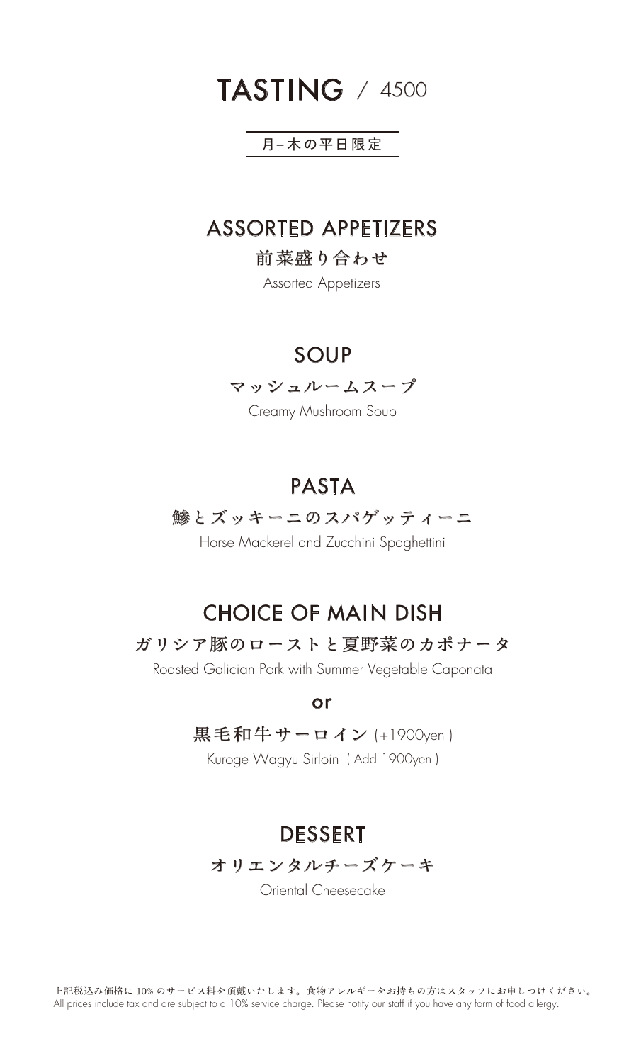# TASTING / 4500

月–木の平日限定

## ASSORTED APPETIZERS

**前菜盛り合わせ**

Assorted Appetizers

## SOUP

**マッシュルームスープ**

Creamy Mushroom Soup

## PASTA

**鯵とズッキーニのスパゲッティーニ**

Horse Mackerel and Zucchini Spaghettini

## CHOICE OF MAIN DISH

**ガリシア豚のローストと夏野菜のカポナータ**

Roasted Galician Pork with Summer Vegetable Caponata

**or**

**黒毛和牛サーロイン** (+1900yen )

Kuroge Wagyu Sirloin ( Add 1900yen )

## DESSERT

**オリエンタルチーズケーキ**

Oriental Cheesecake

上記税込み価格に 10% のサービス料を頂戴いたします。食物アレルギーをお持ちの方はスタッフにお申しつけください。
All prices include tax and are subject to a 10% service charge. Please notify our staff if you have any form of food allergy.